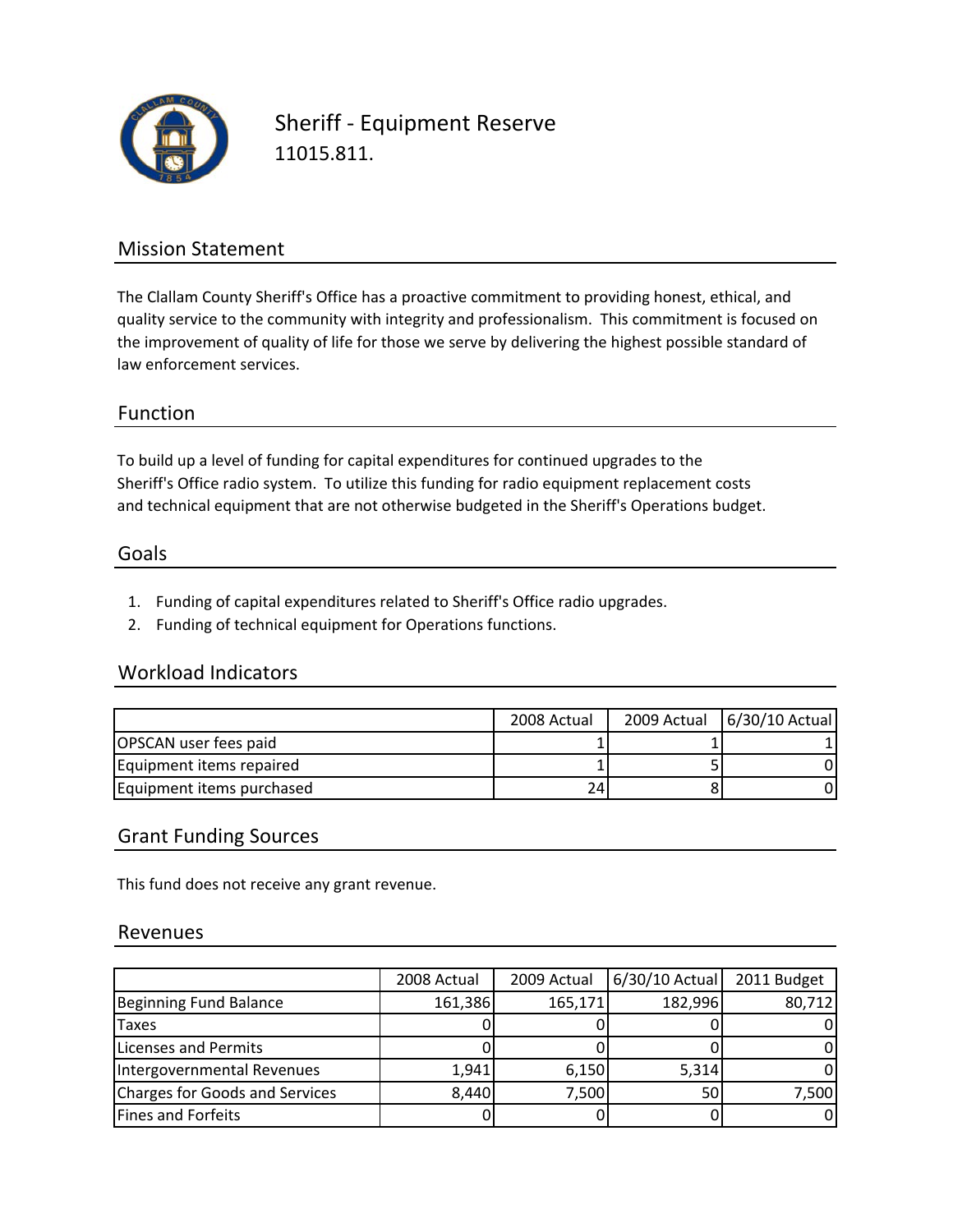# Sheriff - Equipment Reserve

11015.811.

## Mission Statement

The Clallam County Sheriff's Office has a proactive commitment to providing honest, ethical, and quality service to the community with integrity and professionalism. This commitment is focused on the improvement of quality of life for those we serve by delivering the highest possible standard of law enforcement services.

## Function

To build up a level of funding for capital expenditures for continued upgrades to the Sheriff's Office radio system. To utilize this funding for radio equipment replacement costs and technical equipment that are not otherwise budgeted in the Sheriff's Operations budget.

## Goals

1. Funding of capital expenditures related to Sheriff's Office radio upgrades.
2. Funding of technical equipment for Operations functions.

## Workload Indicators

| | 2008 Actual | 2009 Actual | 6/30/10 Actual |
|---|---|---|---|
| OPSCAN user fees paid | 1 | 1 | 1 |
| Equipment items repaired | 1 | 5 | 0 |
| Equipment items purchased | 24 | 8 | 0 |

## Grant Funding Sources

This fund does not receive any grant revenue.

## Revenues

| | 2008 Actual | 2009 Actual | 6/30/10 Actual | 2011 Budget |
|---|---|---|---|---|
| Beginning Fund Balance | 161,386 | 165,171 | 182,996 | 80,712 |
| Taxes | 0 | 0 | 0 | 0 |
| Licenses and Permits | 0 | 0 | 0 | 0 |
| Intergovernmental Revenues | 1,941 | 6,150 | 5,314 | 0 |
| Charges for Goods and Services | 8,440 | 7,500 | 50 | 7,500 |
| Fines and Forfeits | 0 | 0 | 0 | 0 |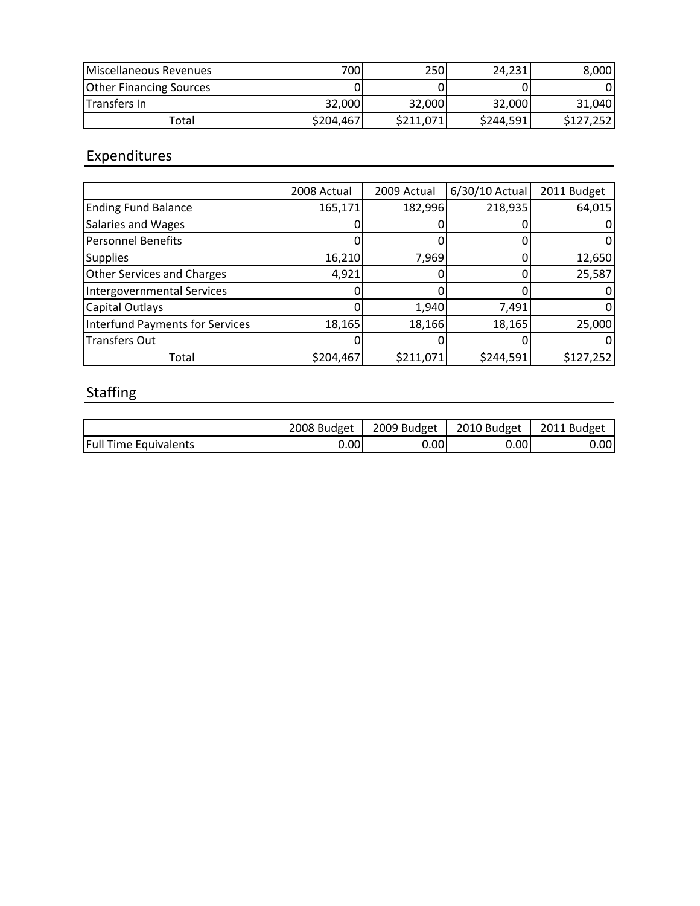| | | | | |
|---|---|---|---|---|
| Miscellaneous Revenues | 700 | 250 | 24,231 | 8,000 |
| Other Financing Sources | 0 | 0 | 0 | 0 |
| Transfers In | 32,000 | 32,000 | 32,000 | 31,040 |
| Total | $204,467 | $211,071 | $244,591 | $127,252 |

## Expenditures

| | 2008 Actual | 2009 Actual | 6/30/10 Actual | 2011 Budget |
|---|---|---|---|---|
| Ending Fund Balance | 165,171 | 182,996 | 218,935 | 64,015 |
| Salaries and Wages | 0 | 0 | 0 | 0 |
| Personnel Benefits | 0 | 0 | 0 | 0 |
| Supplies | 16,210 | 7,969 | 0 | 12,650 |
| Other Services and Charges | 4,921 | 0 | 0 | 25,587 |
| Intergovernmental Services | 0 | 0 | 0 | 0 |
| Capital Outlays | 0 | 1,940 | 7,491 | 0 |
| Interfund Payments for Services | 18,165 | 18,166 | 18,165 | 25,000 |
| Transfers Out | 0 | 0 | 0 | 0 |
| Total | $204,467 | $211,071 | $244,591 | $127,252 |

## Staffing

| | 2008 Budget | 2009 Budget | 2010 Budget | 2011 Budget |
|---|---|---|---|---|
| Full Time Equivalents | 0.00 | 0.00 | 0.00 | 0.00 |